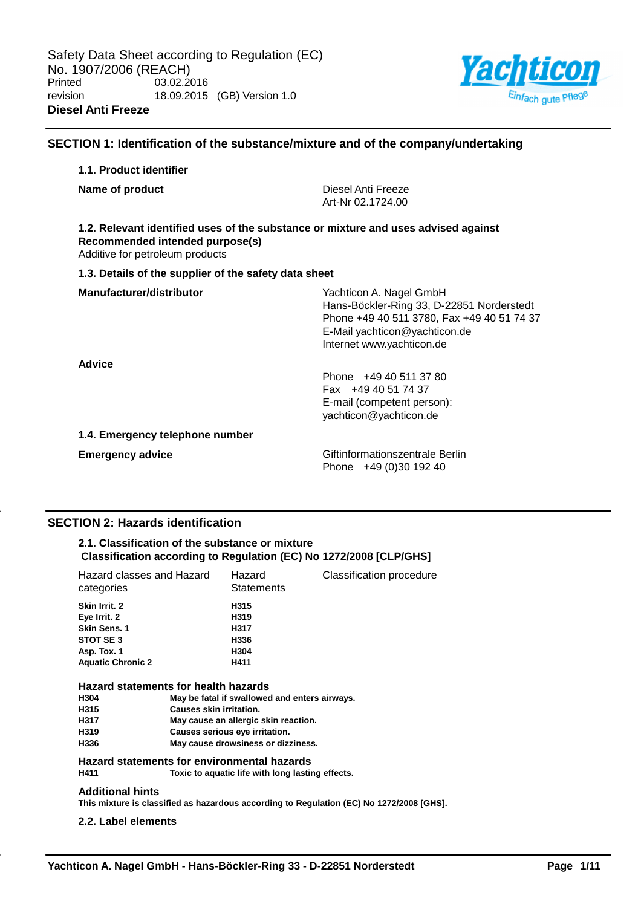Safety Data Sheet according to Regulation (EC) No. 1907/2006 (REACH)

Printed 03.02.2016

revision 18.09.2015 (GB) Version 1.0

**Diesel Anti Freeze**

## SECTION 1: Identification of the substance/mixture and of the company/undertaking

### 1.1. Product identifier

**Name of product** — Diesel Anti Freeze
Art-Nr 02.1724.00

### 1.2. Relevant identified uses of the substance or mixture and uses advised against

**Recommended intended purpose(s)**

Additive for petroleum products

### 1.3. Details of the supplier of the safety data sheet

**Manufacturer/distributor**

Yachticon A. Nagel GmbH
Hans-Böckler-Ring 33, D-22851 Norderstedt
Phone +49 40 511 3780, Fax +49 40 51 74 37
E-Mail yachticon@yachticon.de
Internet www.yachticon.de

**Advice**

Phone +49 40 511 37 80
Fax +49 40 51 74 37
E-mail (competent person):
yachticon@yachticon.de

### 1.4. Emergency telephone number

**Emergency advice**

Giftinformationszentrale Berlin
Phone +49 (0)30 192 40

## SECTION 2: Hazards identification

### 2.1. Classification of the substance or mixture

**Classification according to Regulation (EC) No 1272/2008 [CLP/GHS]**

| Hazard classes and Hazard categories | Hazard Statements | Classification procedure |
|---|---|---|
| **Skin Irrit. 2** | **H315** | |
| **Eye Irrit. 2** | **H319** | |
| **Skin Sens. 1** | **H317** | |
| **STOT SE 3** | **H336** | |
| **Asp. Tox. 1** | **H304** | |
| **Aquatic Chronic 2** | **H411** | |

**Hazard statements for health hazards**

| | |
|---|---|
| **H304** | **May be fatal if swallowed and enters airways.** |
| **H315** | **Causes skin irritation.** |
| **H317** | **May cause an allergic skin reaction.** |
| **H319** | **Causes serious eye irritation.** |
| **H336** | **May cause drowsiness or dizziness.** |

**Hazard statements for environmental hazards**

| | |
|---|---|
| **H411** | **Toxic to aquatic life with long lasting effects.** |

**Additional hints**

**This mixture is classified as hazardous according to Regulation (EC) No 1272/2008 [GHS].**

### 2.2. Label elements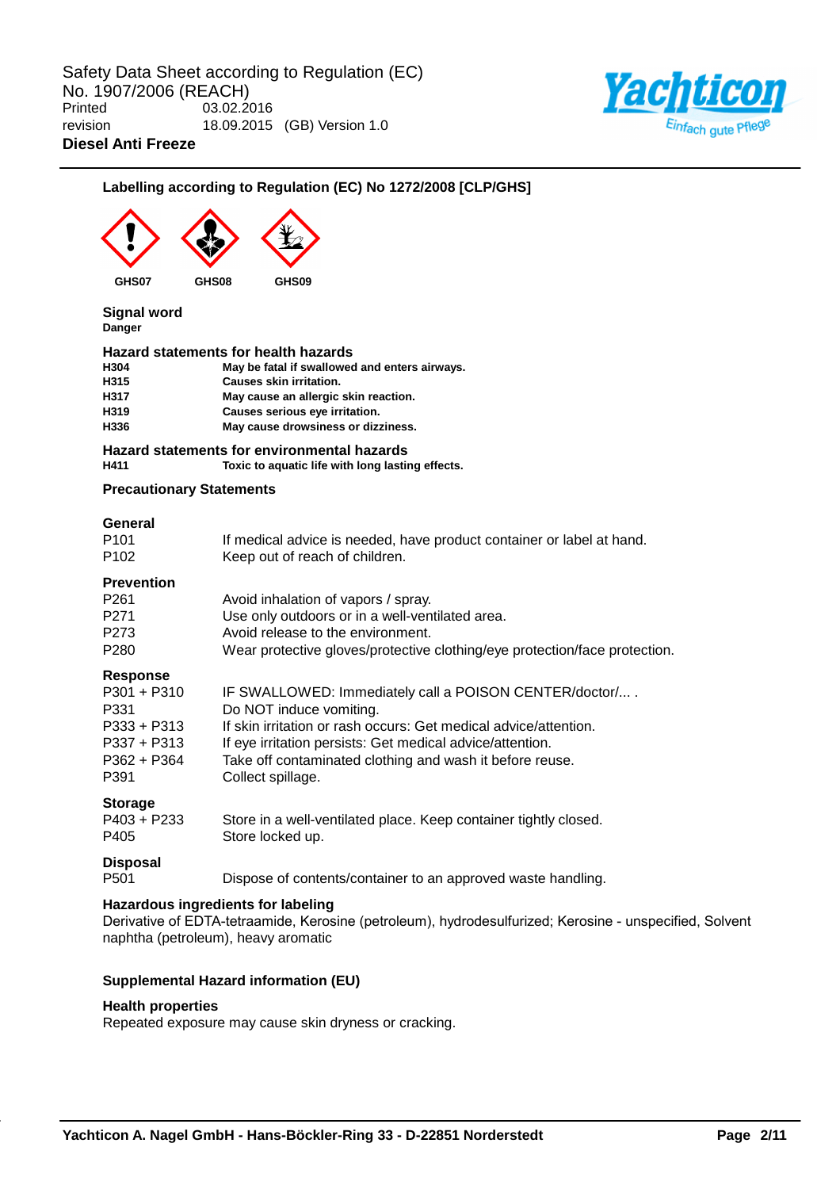## Labelling according to Regulation (EC) No 1272/2008 [CLP/GHS]

GHS07 GHS08 GHS09

**Signal word**
**Danger**

**Hazard statements for health hazards**

| | |
|---|---|
| **H304** | **May be fatal if swallowed and enters airways.** |
| **H315** | **Causes skin irritation.** |
| **H317** | **May cause an allergic skin reaction.** |
| **H319** | **Causes serious eye irritation.** |
| **H336** | **May cause drowsiness or dizziness.** |

**Hazard statements for environmental hazards**

| | |
|---|---|
| **H411** | **Toxic to aquatic life with long lasting effects.** |

**Precautionary Statements**

**General**

| | |
|---|---|
| P101 | If medical advice is needed, have product container or label at hand. |
| P102 | Keep out of reach of children. |

**Prevention**

| | |
|---|---|
| P261 | Avoid inhalation of vapors / spray. |
| P271 | Use only outdoors or in a well-ventilated area. |
| P273 | Avoid release to the environment. |
| P280 | Wear protective gloves/protective clothing/eye protection/face protection. |

**Response**

| | |
|---|---|
| P301 + P310 | IF SWALLOWED: Immediately call a POISON CENTER/doctor/... . |
| P331 | Do NOT induce vomiting. |
| P333 + P313 | If skin irritation or rash occurs: Get medical advice/attention. |
| P337 + P313 | If eye irritation persists: Get medical advice/attention. |
| P362 + P364 | Take off contaminated clothing and wash it before reuse. |
| P391 | Collect spillage. |

**Storage**

| | |
|---|---|
| P403 + P233 | Store in a well-ventilated place. Keep container tightly closed. |
| P405 | Store locked up. |

**Disposal**

| | |
|---|---|
| P501 | Dispose of contents/container to an approved waste handling. |

**Hazardous ingredients for labeling**

Derivative of EDTA-tetraamide, Kerosine (petroleum), hydrodesulfurized; Kerosine - unspecified, Solvent naphtha (petroleum), heavy aromatic

**Supplemental Hazard information (EU)**

**Health properties**

Repeated exposure may cause skin dryness or cracking.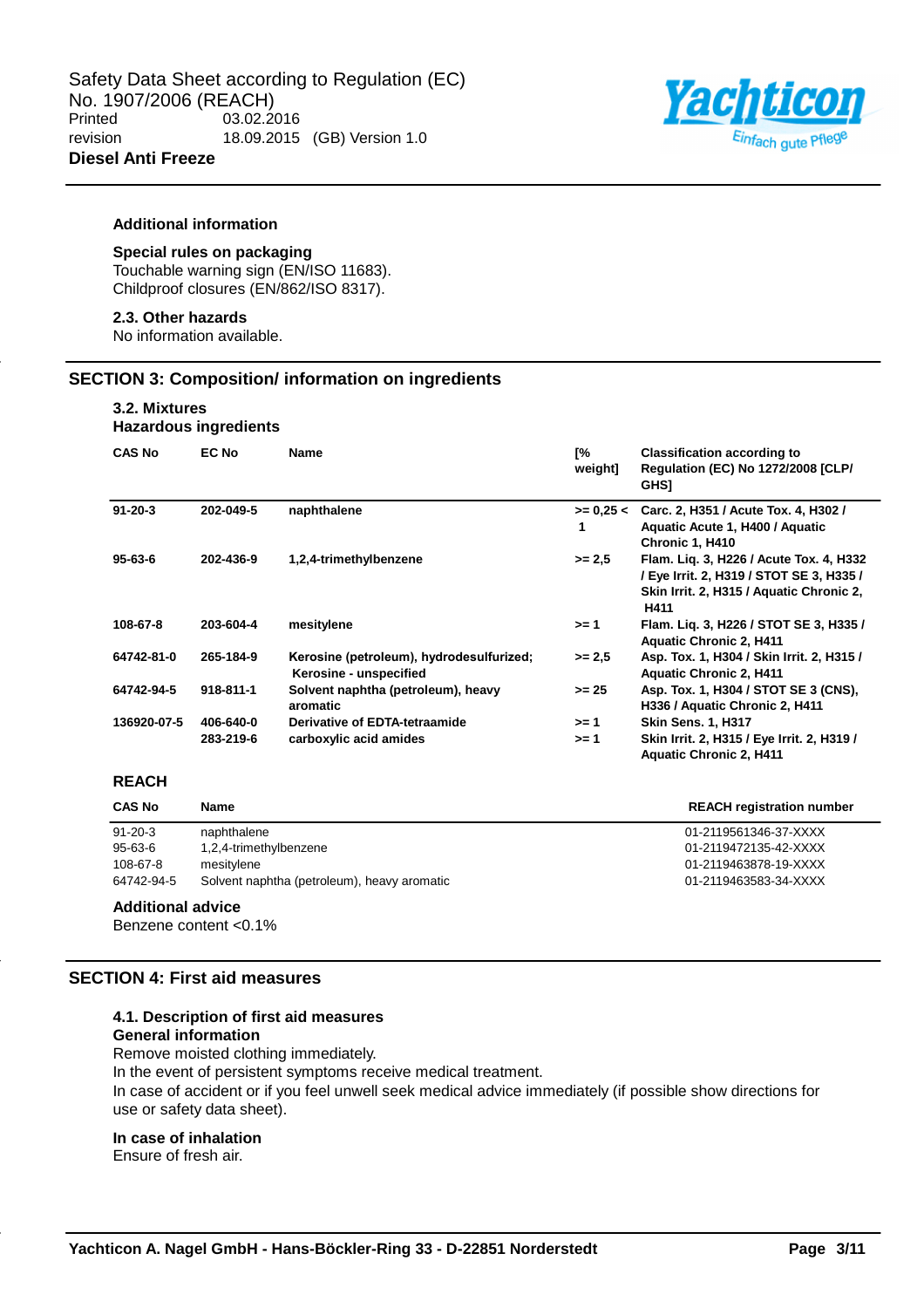### Additional information

**Special rules on packaging**

Touchable warning sign (EN/ISO 11683).
Childproof closures (EN/862/ISO 8317).

**2.3. Other hazards**

No information available.

## SECTION 3: Composition/ information on ingredients

**3.2. Mixtures**

**Hazardous ingredients**

| CAS No | EC No | Name | [% weight] | Classification according to Regulation (EC) No 1272/2008 [CLP/ GHS] |
|---|---|---|---|---|
| **91-20-3** | **202-049-5** | **naphthalene** | **>= 0,25 < 1** | **Carc. 2, H351 / Acute Tox. 4, H302 / Aquatic Acute 1, H400 / Aquatic Chronic 1, H410** |
| **95-63-6** | **202-436-9** | **1,2,4-trimethylbenzene** | **>= 2,5** | **Flam. Liq. 3, H226 / Acute Tox. 4, H332 / Eye Irrit. 2, H319 / STOT SE 3, H335 / Skin Irrit. 2, H315 / Aquatic Chronic 2, H411** |
| **108-67-8** | **203-604-4** | **mesitylene** | **>= 1** | **Flam. Liq. 3, H226 / STOT SE 3, H335 / Aquatic Chronic 2, H411** |
| **64742-81-0** | **265-184-9** | **Kerosine (petroleum), hydrodesulfurized; Kerosine - unspecified** | **>= 2,5** | **Asp. Tox. 1, H304 / Skin Irrit. 2, H315 / Aquatic Chronic 2, H411** |
| **64742-94-5** | **918-811-1** | **Solvent naphtha (petroleum), heavy aromatic** | **>= 25** | **Asp. Tox. 1, H304 / STOT SE 3 (CNS), H336 / Aquatic Chronic 2, H411** |
| **136920-07-5** | **406-640-0** | **Derivative of EDTA-tetraamide** | **>= 1** | **Skin Sens. 1, H317** |
| | **283-219-6** | **carboxylic acid amides** | **>= 1** | **Skin Irrit. 2, H315 / Eye Irrit. 2, H319 / Aquatic Chronic 2, H411** |

**REACH**

| CAS No | Name | REACH registration number |
|---|---|---|
| 91-20-3 | naphthalene | 01-2119561346-37-XXXX |
| 95-63-6 | 1,2,4-trimethylbenzene | 01-2119472135-42-XXXX |
| 108-67-8 | mesitylene | 01-2119463878-19-XXXX |
| 64742-94-5 | Solvent naphtha (petroleum), heavy aromatic | 01-2119463583-34-XXXX |

**Additional advice**

Benzene content <0.1%

## SECTION 4: First aid measures

**4.1. Description of first aid measures**

**General information**

Remove moisted clothing immediately.
In the event of persistent symptoms receive medical treatment.
In case of accident or if you feel unwell seek medical advice immediately (if possible show directions for use or safety data sheet).

**In case of inhalation**

Ensure of fresh air.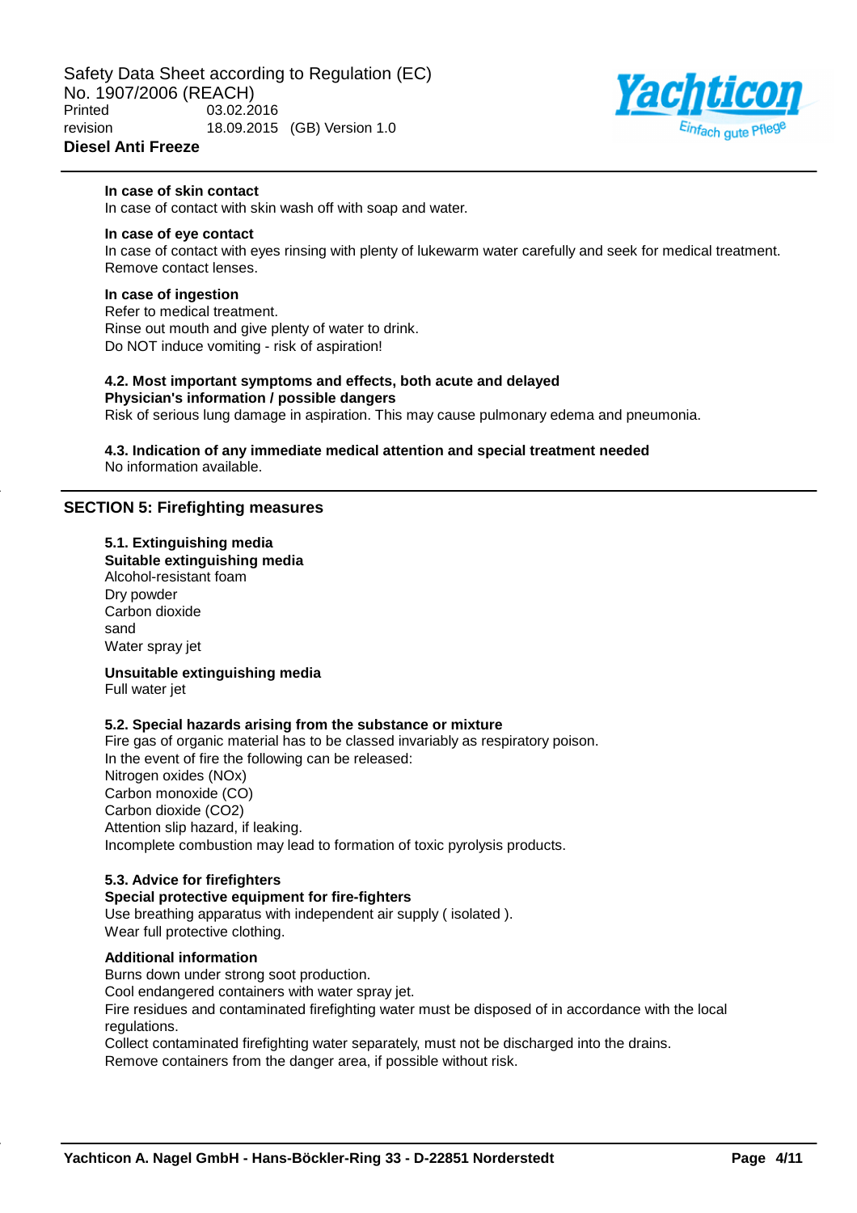**In case of skin contact**

In case of contact with skin wash off with soap and water.

**In case of eye contact**

In case of contact with eyes rinsing with plenty of lukewarm water carefully and seek for medical treatment. Remove contact lenses.

**In case of ingestion**

Refer to medical treatment.
Rinse out mouth and give plenty of water to drink.
Do NOT induce vomiting - risk of aspiration!

**4.2. Most important symptoms and effects, both acute and delayed**

**Physician's information / possible dangers**

Risk of serious lung damage in aspiration. This may cause pulmonary edema and pneumonia.

**4.3. Indication of any immediate medical attention and special treatment needed**

No information available.

## SECTION 5: Firefighting measures

**5.1. Extinguishing media**

**Suitable extinguishing media**

Alcohol-resistant foam
Dry powder
Carbon dioxide
sand
Water spray jet

**Unsuitable extinguishing media**

Full water jet

**5.2. Special hazards arising from the substance or mixture**

Fire gas of organic material has to be classed invariably as respiratory poison.
In the event of fire the following can be released:
Nitrogen oxides (NOx)
Carbon monoxide (CO)
Carbon dioxide ($CO_2$)
Attention slip hazard, if leaking.
Incomplete combustion may lead to formation of toxic pyrolysis products.

**5.3. Advice for firefighters**

**Special protective equipment for fire-fighters**

Use breathing apparatus with independent air supply ( isolated ).
Wear full protective clothing.

**Additional information**

Burns down under strong soot production.
Cool endangered containers with water spray jet.
Fire residues and contaminated firefighting water must be disposed of in accordance with the local regulations.
Collect contaminated firefighting water separately, must not be discharged into the drains.
Remove containers from the danger area, if possible without risk.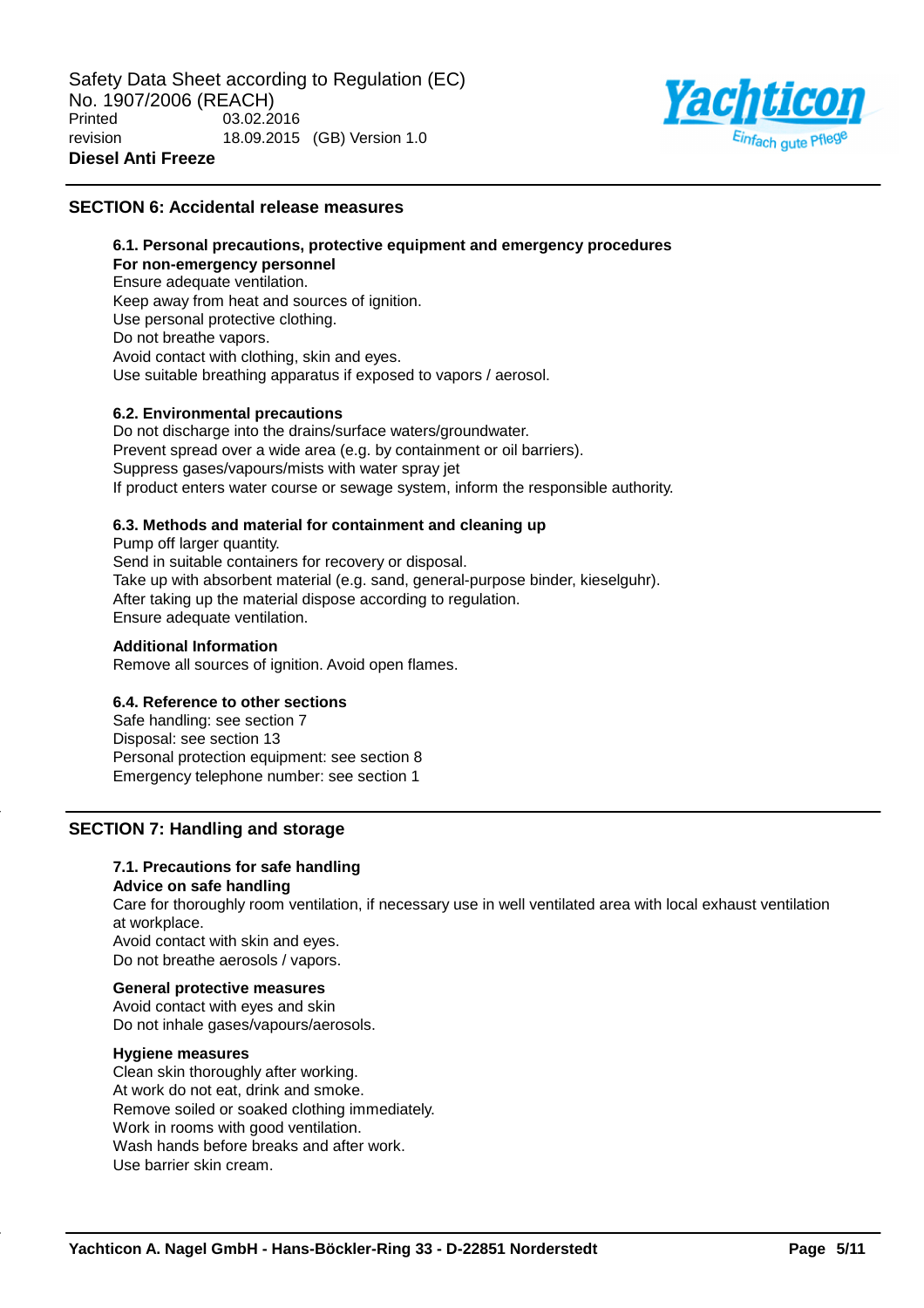## SECTION 6: Accidental release measures

### 6.1. Personal precautions, protective equipment and emergency procedures

**For non-emergency personnel**

Ensure adequate ventilation.
Keep away from heat and sources of ignition.
Use personal protective clothing.
Do not breathe vapors.
Avoid contact with clothing, skin and eyes.
Use suitable breathing apparatus if exposed to vapors / aerosol.

### 6.2. Environmental precautions

Do not discharge into the drains/surface waters/groundwater.
Prevent spread over a wide area (e.g. by containment or oil barriers).
Suppress gases/vapours/mists with water spray jet
If product enters water course or sewage system, inform the responsible authority.

### 6.3. Methods and material for containment and cleaning up

Pump off larger quantity.
Send in suitable containers for recovery or disposal.
Take up with absorbent material (e.g. sand, general-purpose binder, kieselguhr).
After taking up the material dispose according to regulation.
Ensure adequate ventilation.

**Additional Information**

Remove all sources of ignition. Avoid open flames.

### 6.4. Reference to other sections

Safe handling: see section 7
Disposal: see section 13
Personal protection equipment: see section 8
Emergency telephone number: see section 1

## SECTION 7: Handling and storage

### 7.1. Precautions for safe handling

**Advice on safe handling**

Care for thoroughly room ventilation, if necessary use in well ventilated area with local exhaust ventilation at workplace.
Avoid contact with skin and eyes.
Do not breathe aerosols / vapors.

**General protective measures**

Avoid contact with eyes and skin
Do not inhale gases/vapours/aerosols.

**Hygiene measures**

Clean skin thoroughly after working.
At work do not eat, drink and smoke.
Remove soiled or soaked clothing immediately.
Work in rooms with good ventilation.
Wash hands before breaks and after work.
Use barrier skin cream.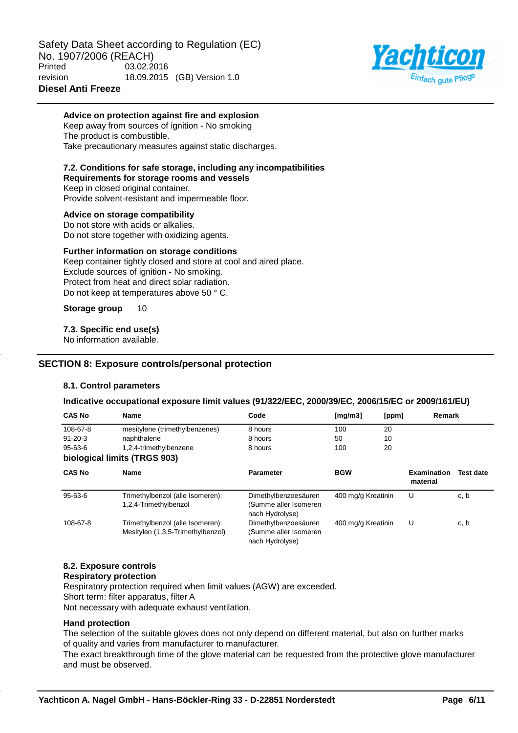**Advice on protection against fire and explosion**
Keep away from sources of ignition - No smoking
The product is combustible.
Take precautionary measures against static discharges.

**7.2. Conditions for safe storage, including any incompatibilities**
**Requirements for storage rooms and vessels**
Keep in closed original container.
Provide solvent-resistant and impermeable floor.

**Advice on storage compatibility**
Do not store with acids or alkalies.
Do not store together with oxidizing agents.

**Further information on storage conditions**
Keep container tightly closed and store at cool and aired place.
Exclude sources of ignition - No smoking.
Protect from heat and direct solar radiation.
Do not keep at temperatures above 50 ° C.

**Storage group** 10

**7.3. Specific end use(s)**
No information available.

## SECTION 8: Exposure controls/personal protection

**8.1. Control parameters**

**Indicative occupational exposure limit values (91/322/EEC, 2000/39/EC, 2006/15/EC or 2009/161/EU)**

| CAS No | Name | Code | [mg/m3] | [ppm] | Remark |
|---|---|---|---|---|---|
| 108-67-8 | mesitylene (trimethylbenzenes) | 8 hours | 100 | 20 | |
| 91-20-3 | naphthalene | 8 hours | 50 | 10 | |
| 95-63-6 | 1,2,4-trimethylbenzene | 8 hours | 100 | 20 | |

**biological limits (TRGS 903)**

| CAS No | Name | Parameter | BGW | Examination material | Test date |
|---|---|---|---|---|---|
| 95-63-6 | Trimethylbenzol (alle Isomeren): 1,2,4-Trimethylbenzol | Dimethylbenzoesäuren (Summe aller Isomeren nach Hydrolyse) | 400 mg/g Kreatinin | U | c, b |
| 108-67-8 | Trimethylbenzol (alle Isomeren): Mesitylen (1,3,5-Trimethylbenzol) | Dimethylbenzoesäuren (Summe aller Isomeren nach Hydrolyse) | 400 mg/g Kreatinin | U | c, b |

**8.2. Exposure controls**
**Respiratory protection**
Respiratory protection required when limit values (AGW) are exceeded.
Short term: filter apparatus, filter A
Not necessary with adequate exhaust ventilation.

**Hand protection**
The selection of the suitable gloves does not only depend on different material, but also on further marks of quality and varies from manufacturer to manufacturer.
The exact breakthrough time of the glove material can be requested from the protective glove manufacturer and must be observed.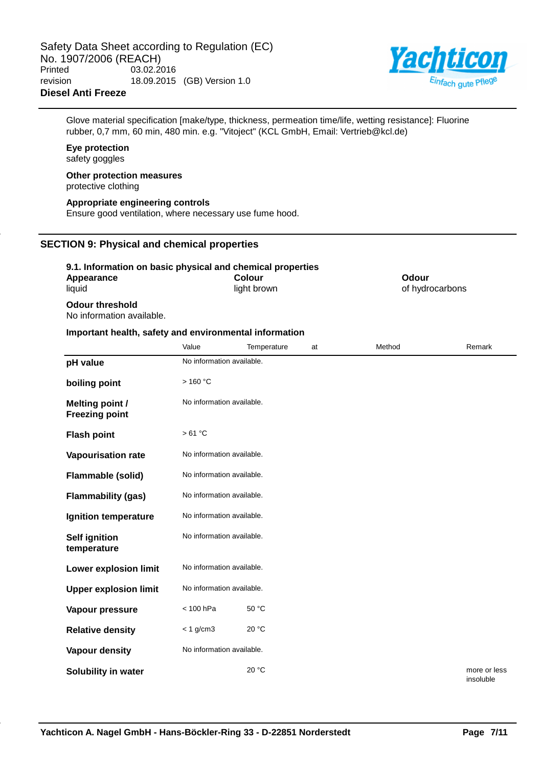Glove material specification [make/type, thickness, permeation time/life, wetting resistance]: Fluorine rubber, 0,7 mm, 60 min, 480 min. e.g. "Vitoject" (KCL GmbH, Email: Vertrieb@kcl.de)

**Eye protection**
safety goggles

**Other protection measures**
protective clothing

**Appropriate engineering controls**
Ensure good ventilation, where necessary use fume hood.

## SECTION 9: Physical and chemical properties

### 9.1. Information on basic physical and chemical properties

| Appearance | Colour | Odour |
|---|---|---|
| liquid | light brown | of hydrocarbons |

**Odour threshold**
No information available.

**Important health, safety and environmental information**

| | Value | Temperature | at | Method | Remark |
|---|---|---|---|---|---|
| **pH value** | No information available. | | | | |
| **boiling point** | > 160 °C | | | | |
| **Melting point / Freezing point** | No information available. | | | | |
| **Flash point** | > 61 °C | | | | |
| **Vapourisation rate** | No information available. | | | | |
| **Flammable (solid)** | No information available. | | | | |
| **Flammability (gas)** | No information available. | | | | |
| **Ignition temperature** | No information available. | | | | |
| **Self ignition temperature** | No information available. | | | | |
| **Lower explosion limit** | No information available. | | | | |
| **Upper explosion limit** | No information available. | | | | |
| **Vapour pressure** | < 100 hPa | 50 °C | | | |
| **Relative density** | < 1 g/cm3 | 20 °C | | | |
| **Vapour density** | No information available. | | | | |
| **Solubility in water** | | 20 °C | | | more or less insoluble |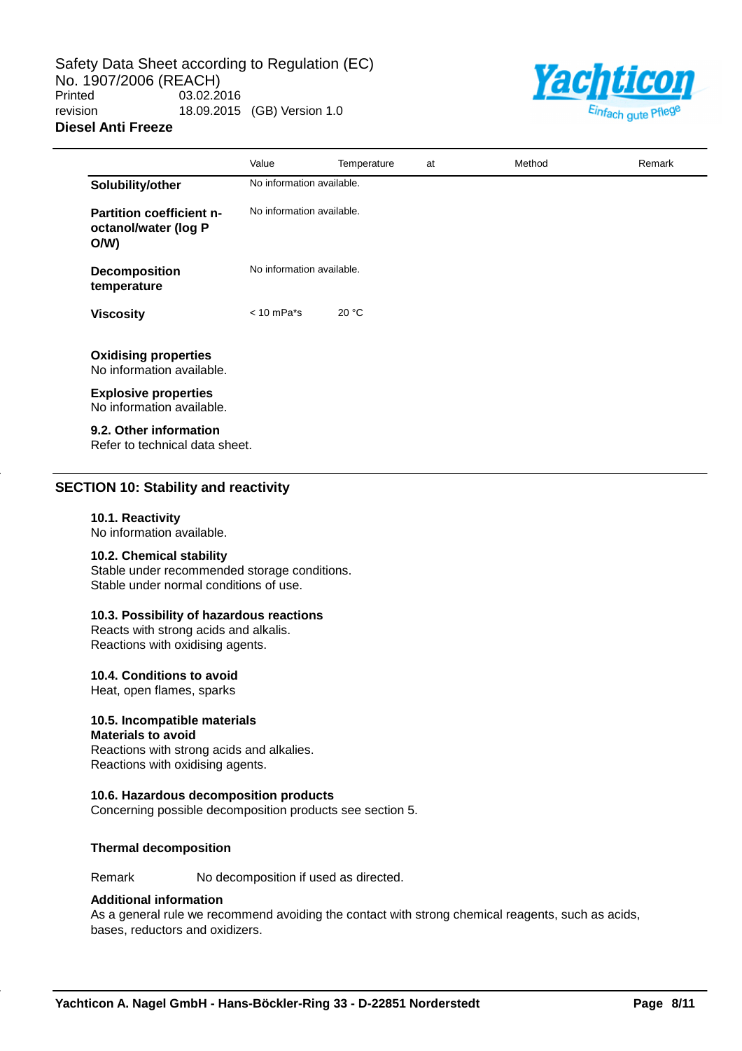| | Value | Temperature | at | Method | Remark |
|---|---|---|---|---|---|
| **Solubility/other** | No information available. | | | | |
| **Partition coefficient n-octanol/water (log P O/W)** | No information available. | | | | |
| **Decomposition temperature** | No information available. | | | | |
| **Viscosity** | < 10 mPa*s | 20 °C | | | |

**Oxidising properties**
No information available.

**Explosive properties**
No information available.

**9.2. Other information**
Refer to technical data sheet.

## SECTION 10: Stability and reactivity

**10.1. Reactivity**
No information available.

**10.2. Chemical stability**
Stable under recommended storage conditions.
Stable under normal conditions of use.

**10.3. Possibility of hazardous reactions**
Reacts with strong acids and alkalis.
Reactions with oxidising agents.

**10.4. Conditions to avoid**
Heat, open flames, sparks

**10.5. Incompatible materials**
**Materials to avoid**
Reactions with strong acids and alkalies.
Reactions with oxidising agents.

**10.6. Hazardous decomposition products**
Concerning possible decomposition products see section 5.

**Thermal decomposition**

Remark No decomposition if used as directed.

**Additional information**
As a general rule we recommend avoiding the contact with strong chemical reagents, such as acids, bases, reductors and oxidizers.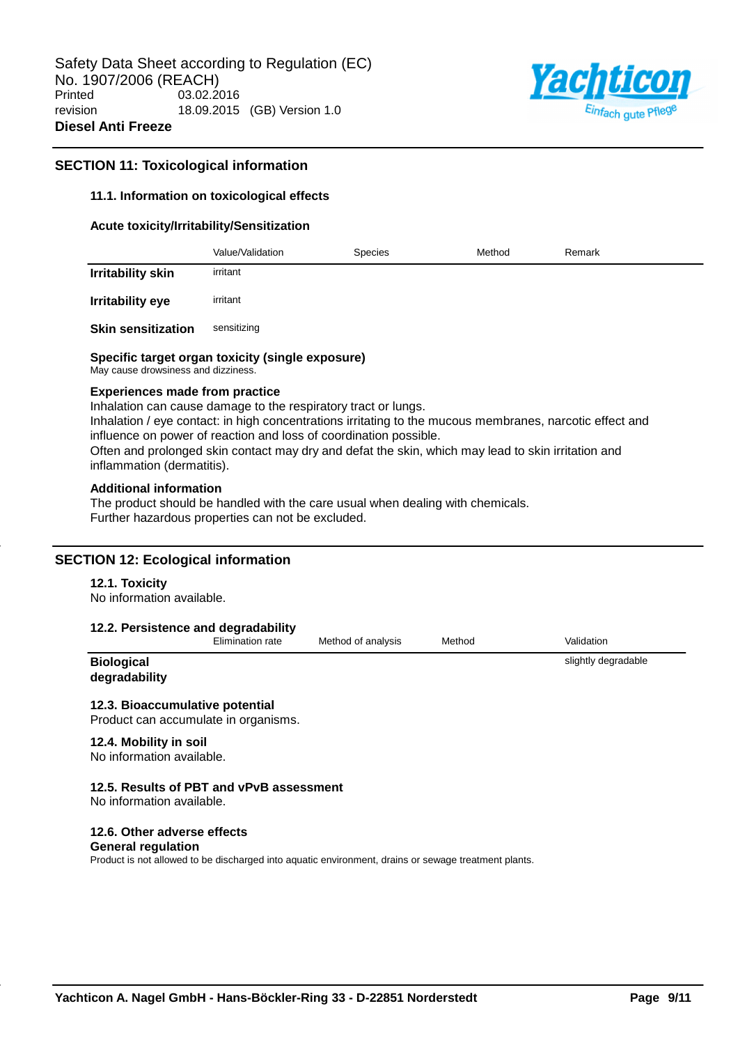## SECTION 11: Toxicological information

### 11.1. Information on toxicological effects

**Acute toxicity/Irritability/Sensitization**

| | Value/Validation | Species | Method | Remark |
|---|---|---|---|---|
| **Irritability skin** | irritant | | | |
| **Irritability eye** | irritant | | | |
| **Skin sensitization** | sensitizing | | | |

**Specific target organ toxicity (single exposure)**
May cause drowsiness and dizziness.

**Experiences made from practice**
Inhalation can cause damage to the respiratory tract or lungs.
Inhalation / eye contact: in high concentrations irritating to the mucous membranes, narcotic effect and influence on power of reaction and loss of coordination possible.
Often and prolonged skin contact may dry and defat the skin, which may lead to skin irritation and inflammation (dermatitis).

**Additional information**
The product should be handled with the care usual when dealing with chemicals.
Further hazardous properties can not be excluded.

## SECTION 12: Ecological information

### 12.1. Toxicity
No information available.

### 12.2. Persistence and degradability

| | Elimination rate | Method of analysis | Method | Validation |
|---|---|---|---|---|
| **Biological degradability** | | | | slightly degradable |

### 12.3. Bioaccumulative potential
Product can accumulate in organisms.

### 12.4. Mobility in soil
No information available.

### 12.5. Results of PBT and vPvB assessment
No information available.

### 12.6. Other adverse effects
**General regulation**
Product is not allowed to be discharged into aquatic environment, drains or sewage treatment plants.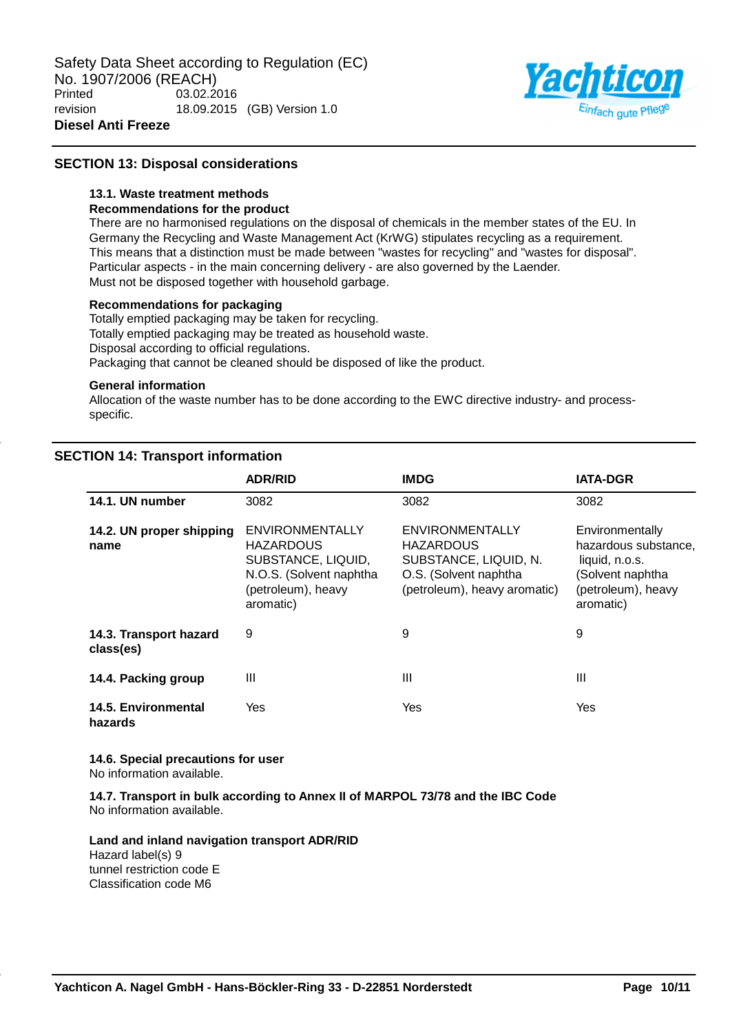## SECTION 13: Disposal considerations

### 13.1. Waste treatment methods

**Recommendations for the product**

There are no harmonised regulations on the disposal of chemicals in the member states of the EU. In Germany the Recycling and Waste Management Act (KrWG) stipulates recycling as a requirement. This means that a distinction must be made between "wastes for recycling" and "wastes for disposal". Particular aspects - in the main concerning delivery - are also governed by the Laender.
Must not be disposed together with household garbage.

**Recommendations for packaging**

Totally emptied packaging may be taken for recycling.
Totally emptied packaging may be treated as household waste.
Disposal according to official regulations.
Packaging that cannot be cleaned should be disposed of like the product.

**General information**

Allocation of the waste number has to be done according to the EWC directive industry- and process-specific.

## SECTION 14: Transport information

| | ADR/RID | IMDG | IATA-DGR |
|---|---|---|---|
| **14.1. UN number** | 3082 | 3082 | 3082 |
| **14.2. UN proper shipping name** | ENVIRONMENTALLY HAZARDOUS SUBSTANCE, LIQUID, N.O.S. (Solvent naphtha (petroleum), heavy aromatic) | ENVIRONMENTALLY HAZARDOUS SUBSTANCE, LIQUID, N. O.S. (Solvent naphtha (petroleum), heavy aromatic) | Environmentally hazardous substance, liquid, n.o.s. (Solvent naphtha (petroleum), heavy aromatic) |
| **14.3. Transport hazard class(es)** | 9 | 9 | 9 |
| **14.4. Packing group** | III | III | III |
| **14.5. Environmental hazards** | Yes | Yes | Yes |

**14.6. Special precautions for user**
No information available.

**14.7. Transport in bulk according to Annex II of MARPOL 73/78 and the IBC Code**
No information available.

**Land and inland navigation transport ADR/RID**
Hazard label(s) 9
tunnel restriction code E
Classification code M6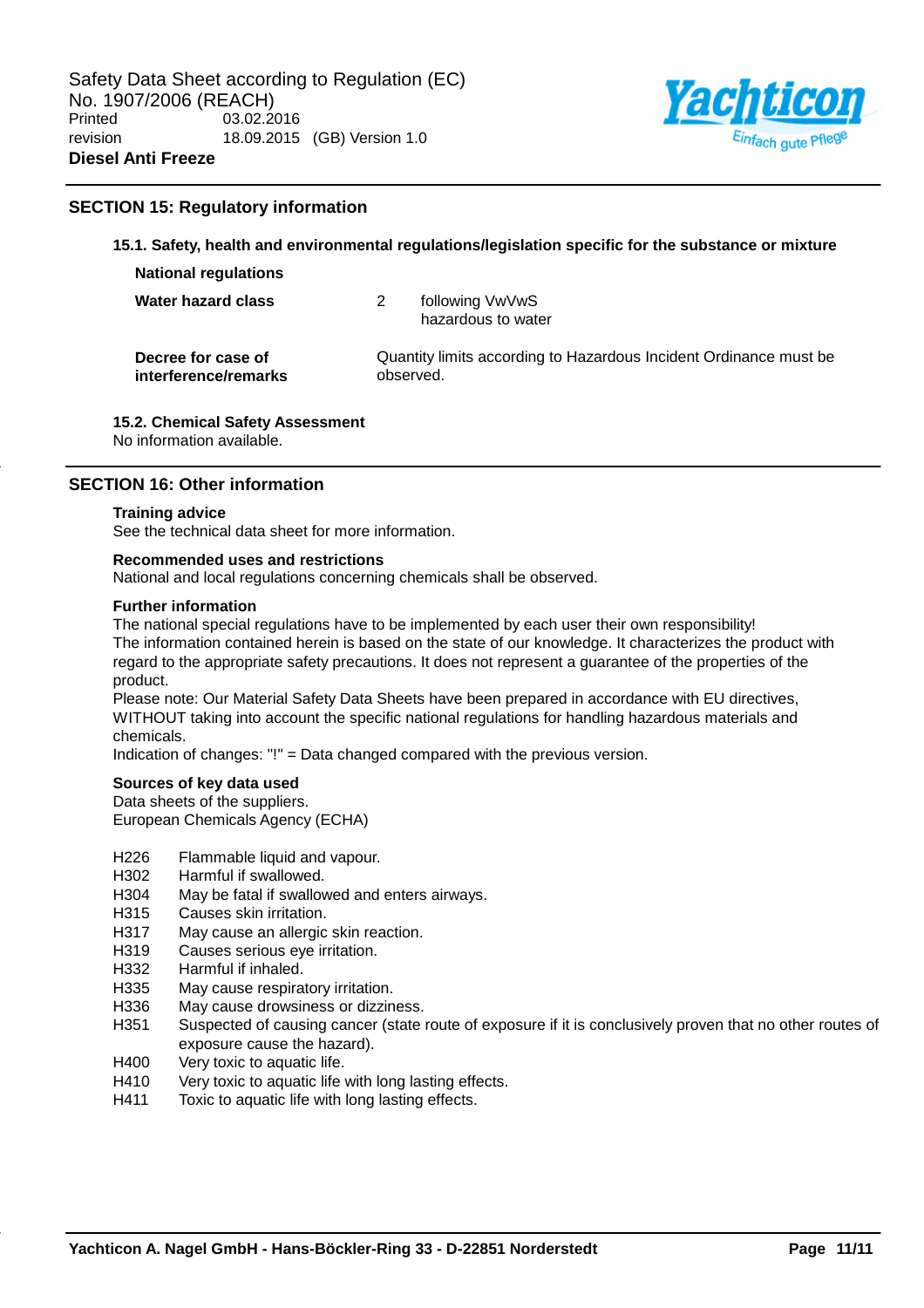## SECTION 15: Regulatory information

### 15.1. Safety, health and environmental regulations/legislation specific for the substance or mixture

**National regulations**

| | | |
|---|---|---|
| **Water hazard class** | 2 | following VwVwS<br>hazardous to water |
| **Decree for case of interference/remarks** | Quantity limits according to Hazardous Incident Ordinance must be observed. | |

### 15.2. Chemical Safety Assessment

No information available.

## SECTION 16: Other information

**Training advice**

See the technical data sheet for more information.

**Recommended uses and restrictions**

National and local regulations concerning chemicals shall be observed.

**Further information**

The national special regulations have to be implemented by each user their own responsibility!
The information contained herein is based on the state of our knowledge. It characterizes the product with regard to the appropriate safety precautions. It does not represent a guarantee of the properties of the product.
Please note: Our Material Safety Data Sheets have been prepared in accordance with EU directives, WITHOUT taking into account the specific national regulations for handling hazardous materials and chemicals.
Indication of changes: "!" = Data changed compared with the previous version.

**Sources of key data used**

Data sheets of the suppliers.
European Chemicals Agency (ECHA)

| | |
|---|---|
| H226 | Flammable liquid and vapour. |
| H302 | Harmful if swallowed. |
| H304 | May be fatal if swallowed and enters airways. |
| H315 | Causes skin irritation. |
| H317 | May cause an allergic skin reaction. |
| H319 | Causes serious eye irritation. |
| H332 | Harmful if inhaled. |
| H335 | May cause respiratory irritation. |
| H336 | May cause drowsiness or dizziness. |
| H351 | Suspected of causing cancer (state route of exposure if it is conclusively proven that no other routes of exposure cause the hazard). |
| H400 | Very toxic to aquatic life. |
| H410 | Very toxic to aquatic life with long lasting effects. |
| H411 | Toxic to aquatic life with long lasting effects. |